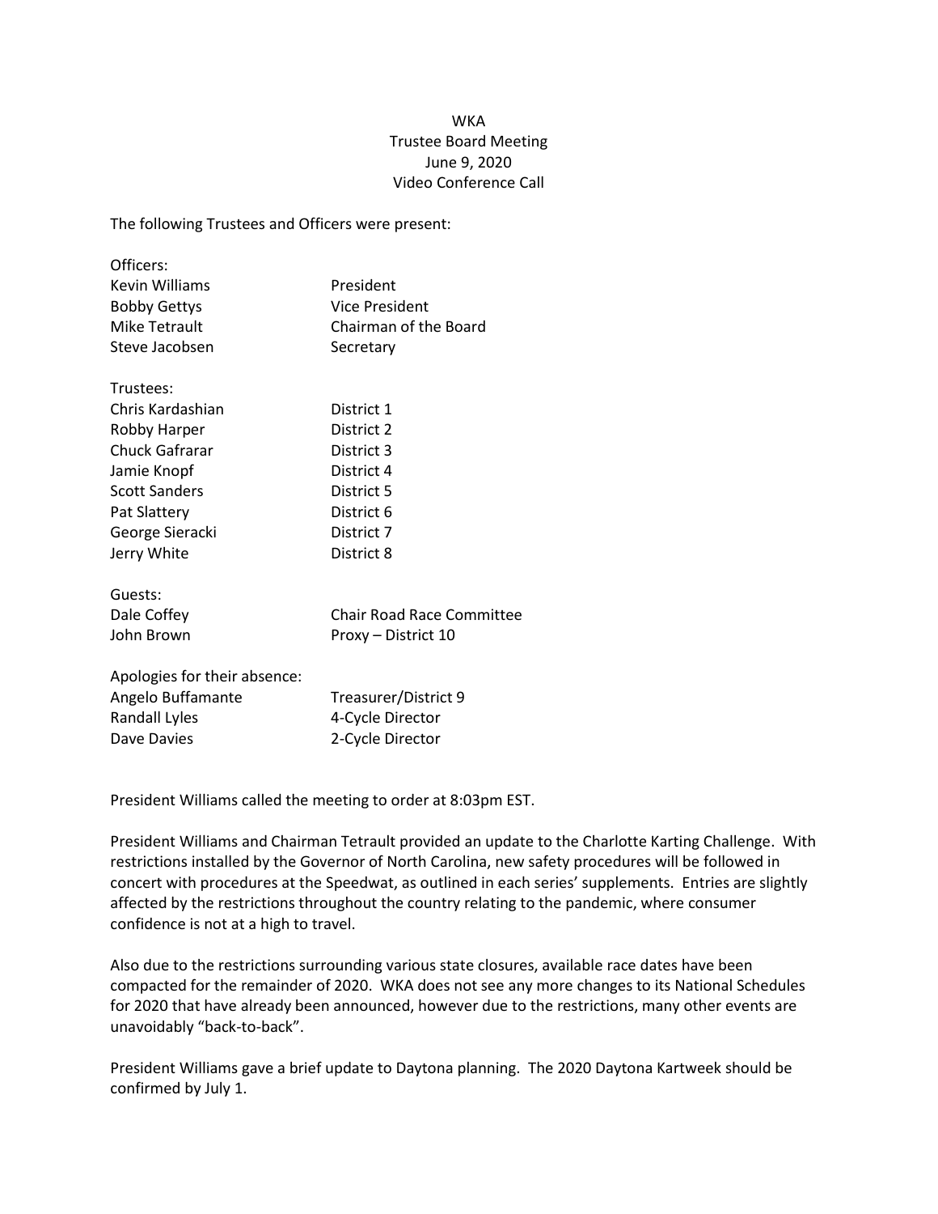WKA
Trustee Board Meeting
June 9, 2020
Video Conference Call

The following Trustees and Officers were present:

| | |
|---|---|
| Officers: | |
| Kevin Williams | President |
| Bobby Gettys | Vice President |
| Mike Tetrault | Chairman of the Board |
| Steve Jacobsen | Secretary |
| | |
| Trustees: | |
| Chris Kardashian | District 1 |
| Robby Harper | District 2 |
| Chuck Gafrarar | District 3 |
| Jamie Knopf | District 4 |
| Scott Sanders | District 5 |
| Pat Slattery | District 6 |
| George Sieracki | District 7 |
| Jerry White | District 8 |
| | |
| Guests: | |
| Dale Coffey | Chair Road Race Committee |
| John Brown | Proxy – District 10 |
| | |
| Apologies for their absence: | |
| Angelo Buffamante | Treasurer/District 9 |
| Randall Lyles | 4-Cycle Director |
| Dave Davies | 2-Cycle Director |

President Williams called the meeting to order at 8:03pm EST.

President Williams and Chairman Tetrault provided an update to the Charlotte Karting Challenge. With restrictions installed by the Governor of North Carolina, new safety procedures will be followed in concert with procedures at the Speedwat, as outlined in each series' supplements. Entries are slightly affected by the restrictions throughout the country relating to the pandemic, where consumer confidence is not at a high to travel.

Also due to the restrictions surrounding various state closures, available race dates have been compacted for the remainder of 2020. WKA does not see any more changes to its National Schedules for 2020 that have already been announced, however due to the restrictions, many other events are unavoidably "back-to-back".

President Williams gave a brief update to Daytona planning. The 2020 Daytona Kartweek should be confirmed by July 1.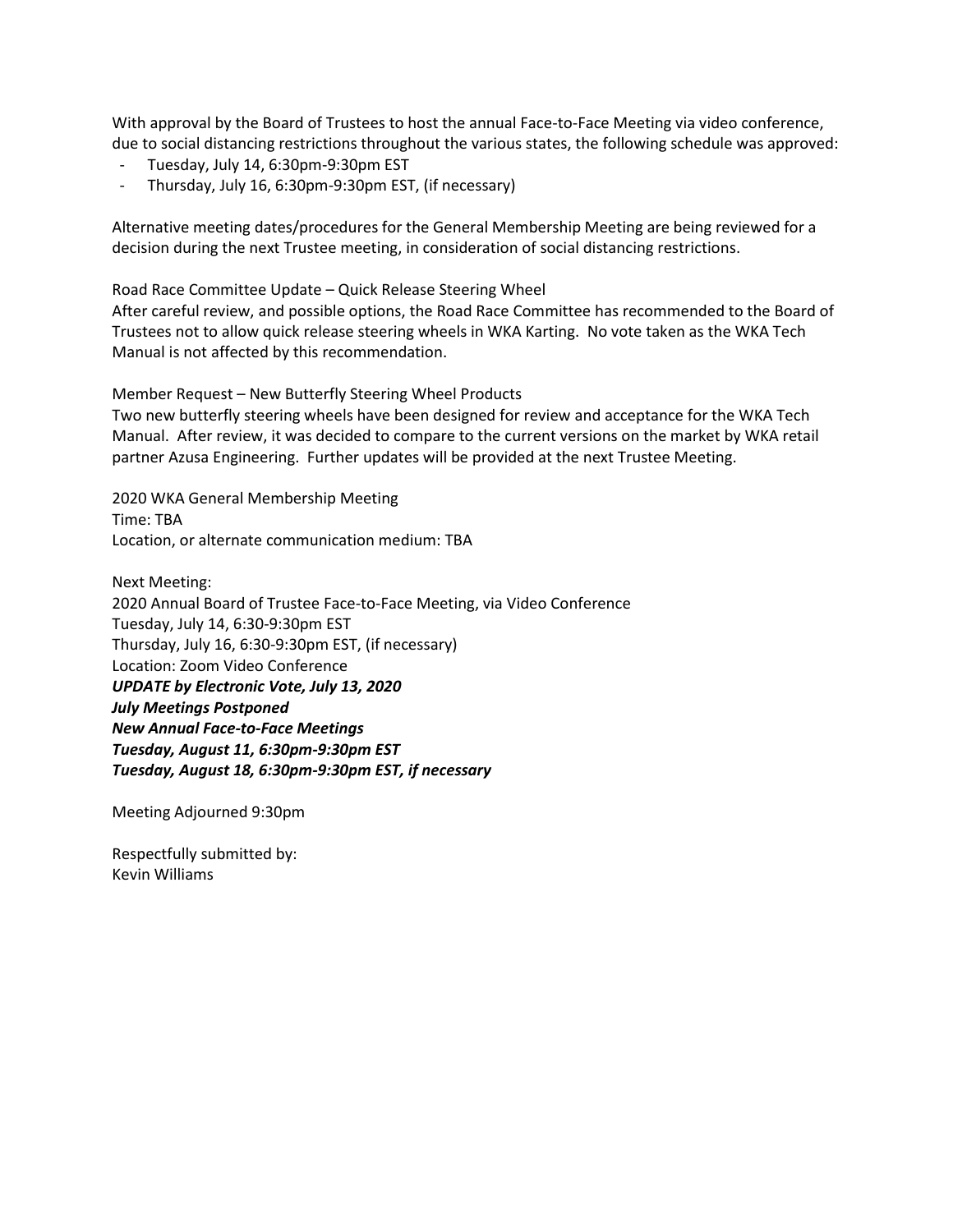With approval by the Board of Trustees to host the annual Face-to-Face Meeting via video conference, due to social distancing restrictions throughout the various states, the following schedule was approved:

- Tuesday, July 14, 6:30pm-9:30pm EST
- Thursday, July 16, 6:30pm-9:30pm EST, (if necessary)

Alternative meeting dates/procedures for the General Membership Meeting are being reviewed for a decision during the next Trustee meeting, in consideration of social distancing restrictions.

Road Race Committee Update – Quick Release Steering Wheel
After careful review, and possible options, the Road Race Committee has recommended to the Board of Trustees not to allow quick release steering wheels in WKA Karting. No vote taken as the WKA Tech Manual is not affected by this recommendation.

Member Request – New Butterfly Steering Wheel Products
Two new butterfly steering wheels have been designed for review and acceptance for the WKA Tech Manual. After review, it was decided to compare to the current versions on the market by WKA retail partner Azusa Engineering. Further updates will be provided at the next Trustee Meeting.

2020 WKA General Membership Meeting
Time: TBA
Location, or alternate communication medium: TBA

Next Meeting:
2020 Annual Board of Trustee Face-to-Face Meeting, via Video Conference
Tuesday, July 14, 6:30-9:30pm EST
Thursday, July 16, 6:30-9:30pm EST, (if necessary)
Location: Zoom Video Conference
***UPDATE by Electronic Vote, July 13, 2020***
***July Meetings Postponed***
***New Annual Face-to-Face Meetings***
***Tuesday, August 11, 6:30pm-9:30pm EST***
***Tuesday, August 18, 6:30pm-9:30pm EST, if necessary***

Meeting Adjourned 9:30pm

Respectfully submitted by:
Kevin Williams